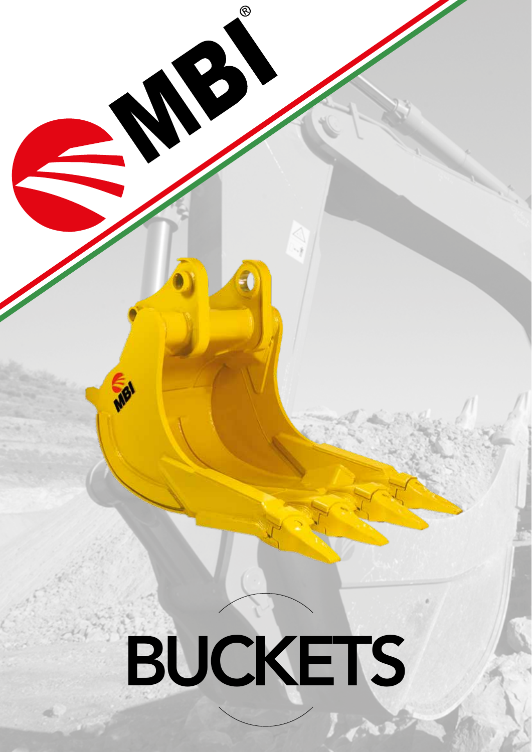MBI®

# BUCKETS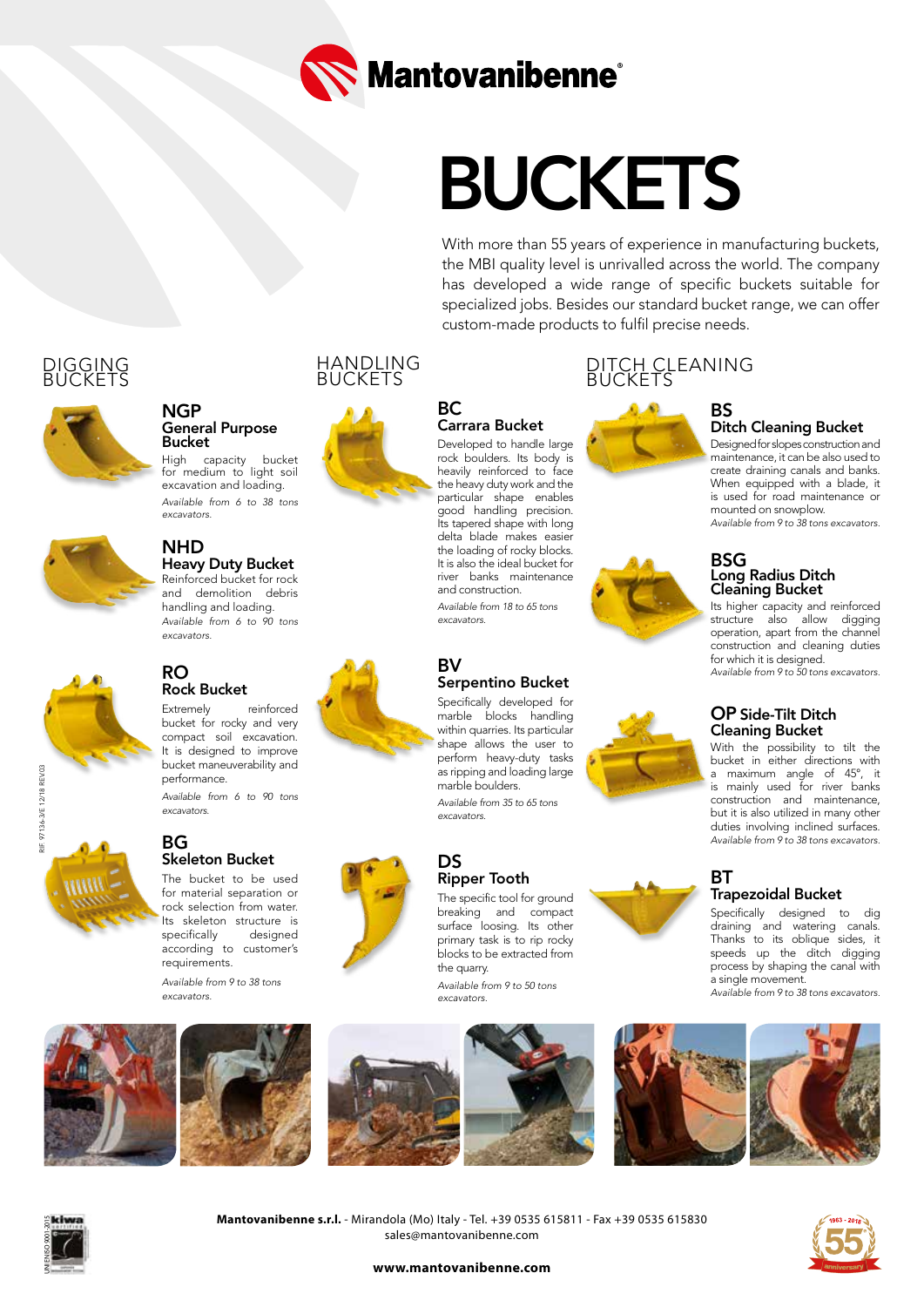Mantovanibenne®

# BUCKETS

With more than 55 years of experience in manufacturing buckets, the MBI quality level is unrivalled across the world. The company has developed a wide range of specific buckets suitable for specialized jobs. Besides our standard bucket range, we can offer custom-made products to fulfil precise needs.

## DIGGING BUCKETS

### NGP
**General Purpose Bucket**

High capacity bucket for medium to light soil excavation and loading.

*Available from 6 to 38 tons excavators.*

### NHD
**Heavy Duty Bucket**

Reinforced bucket for rock and demolition debris handling and loading.

*Available from 6 to 90 tons excavators.*

### RO
**Rock Bucket**

Extremely reinforced bucket for rocky and very compact soil excavation. It is designed to improve bucket maneuverability and performance.

*Available from 6 to 90 tons excavators.*

### BG
**Skeleton Bucket**

The bucket to be used for material separation or rock selection from water. Its skeleton structure is specifically designed according to customer's requirements.

*Available from 9 to 38 tons excavators.*

## HANDLING BUCKETS

### BC
**Carrara Bucket**

Developed to handle large rock boulders. Its body is heavily reinforced to face the heavy duty work and the particular shape enables good handling precision. Its tapered shape with long delta blade makes easier the loading of rocky blocks. It is also the ideal bucket for river banks maintenance and construction.

*Available from 18 to 65 tons excavators.*

### BV
**Serpentino Bucket**

Specifically developed for marble blocks handling within quarries. Its particular shape allows the user to perform heavy-duty tasks as ripping and loading large marble boulders.

*Available from 35 to 65 tons excavators.*

### DS
**Ripper Tooth**

The specific tool for ground breaking and compact surface loosing. Its other primary task is to rip rocky blocks to be extracted from the quarry.

*Available from 9 to 50 tons excavators.*

## DITCH CLEANING BUCKETS

### BS
**Ditch Cleaning Bucket**

Designed for slopes construction and maintenance, it can be also used to create draining canals and banks. When equipped with a blade, it is used for road maintenance or mounted on snowplow.

*Available from 9 to 38 tons excavators.*

### BSG
**Long Radius Ditch Cleaning Bucket**

Its higher capacity and reinforced structure also allow digging operation, apart from the channel construction and cleaning duties for which it is designed.

*Available from 9 to 50 tons excavators.*

### OP
**Side-Tilt Ditch Cleaning Bucket**

With the possibility to tilt the bucket in either directions with a maximum angle of 45°, it is mainly used for river banks construction and maintenance, but it is also utilized in many other duties involving inclined surfaces.

*Available from 9 to 38 tons excavators.*

### BT
**Trapezoidal Bucket**

Specifically designed to dig draining and watering canals. Thanks to its oblique sides, it speeds up the ditch digging process by shaping the canal with a single movement.

*Available from 9 to 38 tons excavators.*

RIF. 97136-3/E 12/18 REV.03

**Mantovanibenne s.r.l.** - Mirandola (Mo) Italy - Tel. +39 0535 615811 - Fax +39 0535 615830
sales@mantovanibenne.com

**www.mantovanibenne.com**

UNI EN ISO 9001:2015

1963 - 2018 55 anniversary